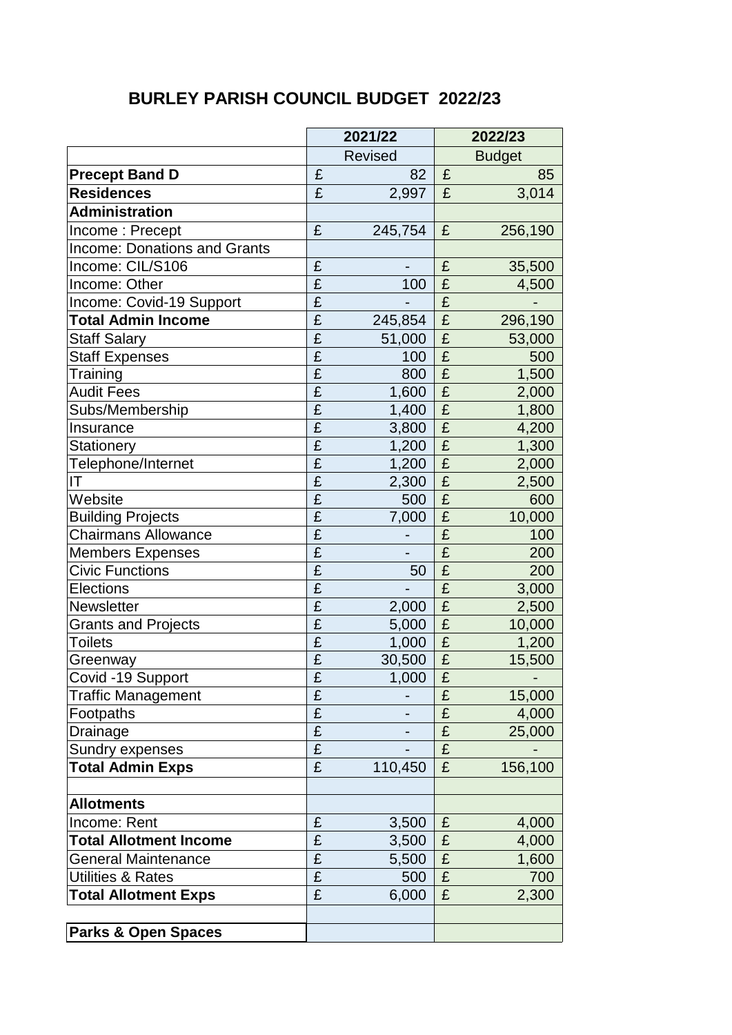# BURLEY PARISH COUNCIL BUDGET 2022/23

| | 2021/22 | 2022/23 |
|---|---|---|
| | Revised | Budget |
| **Precept Band D** | £ 82 | £ 85 |
| **Residences** | £ 2,997 | £ 3,014 |
| **Administration** | | |
| Income : Precept | £ 245,754 | £ 256,190 |
| Income: Donations and Grants | | |
| Income: CIL/S106 | £ - | £ 35,500 |
| Income: Other | £ 100 | £ 4,500 |
| Income: Covid-19 Support | £ - | £ - |
| **Total Admin Income** | £ 245,854 | £ 296,190 |
| Staff Salary | £ 51,000 | £ 53,000 |
| Staff Expenses | £ 100 | £ 500 |
| Training | £ 800 | £ 1,500 |
| Audit Fees | £ 1,600 | £ 2,000 |
| Subs/Membership | £ 1,400 | £ 1,800 |
| Insurance | £ 3,800 | £ 4,200 |
| Stationery | £ 1,200 | £ 1,300 |
| Telephone/Internet | £ 1,200 | £ 2,000 |
| IT | £ 2,300 | £ 2,500 |
| Website | £ 500 | £ 600 |
| Building Projects | £ 7,000 | £ 10,000 |
| Chairmans Allowance | £ - | £ 100 |
| Members Expenses | £ - | £ 200 |
| Civic Functions | £ 50 | £ 200 |
| Elections | £ - | £ 3,000 |
| Newsletter | £ 2,000 | £ 2,500 |
| Grants and Projects | £ 5,000 | £ 10,000 |
| Toilets | £ 1,000 | £ 1,200 |
| Greenway | £ 30,500 | £ 15,500 |
| Covid -19 Support | £ 1,000 | £ - |
| Traffic Management | £ - | £ 15,000 |
| Footpaths | £ - | £ 4,000 |
| Drainage | £ - | £ 25,000 |
| Sundry expenses | £ - | £ - |
| **Total Admin Exps** | £ 110,450 | £ 156,100 |
| | | |
| **Allotments** | | |
| Income: Rent | £ 3,500 | £ 4,000 |
| **Total Allotment Income** | £ 3,500 | £ 4,000 |
| General Maintenance | £ 5,500 | £ 1,600 |
| Utilities & Rates | £ 500 | £ 700 |
| **Total Allotment Exps** | £ 6,000 | £ 2,300 |
| | | |
| **Parks & Open Spaces** | | |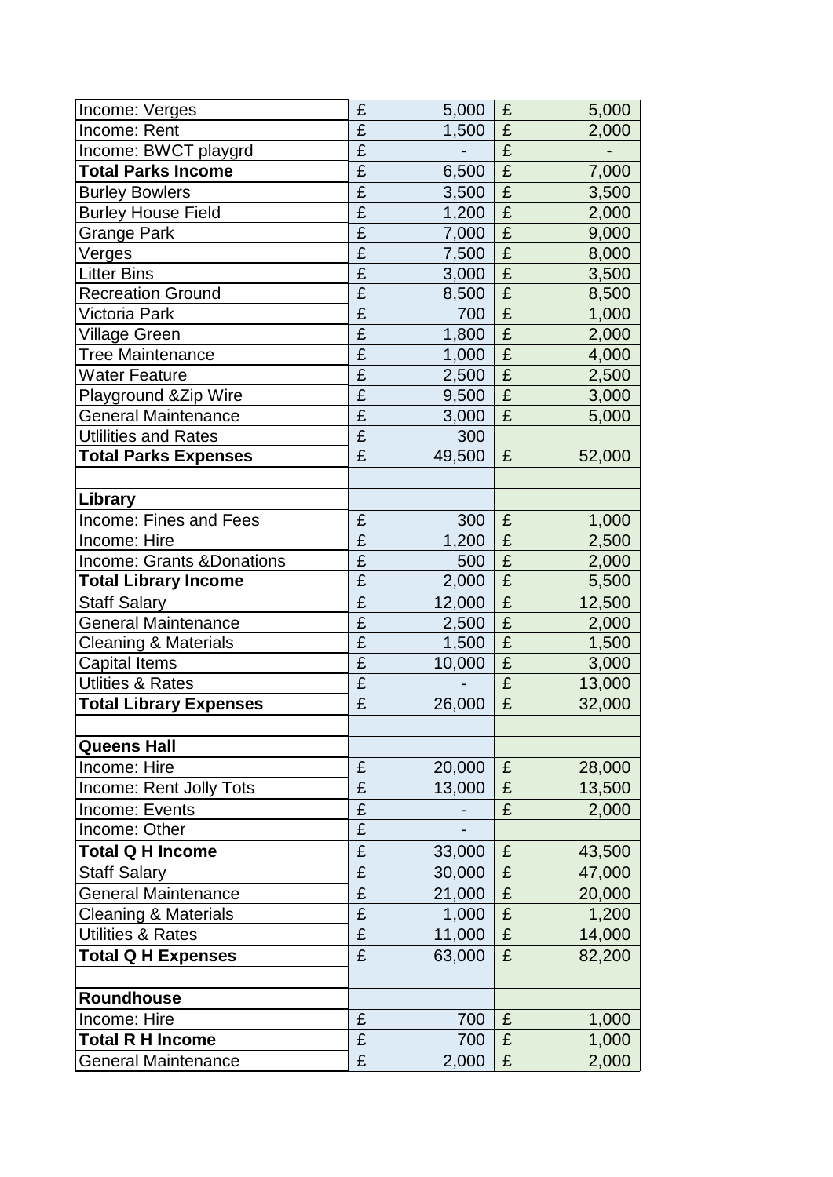| | | |
|---|---|---|
| Income: Verges | £ 5,000 | £ 5,000 |
| Income: Rent | £ 1,500 | £ 2,000 |
| Income: BWCT playgrd | £ - | £ - |
| **Total Parks Income** | £ 6,500 | £ 7,000 |
| Burley Bowlers | £ 3,500 | £ 3,500 |
| Burley House Field | £ 1,200 | £ 2,000 |
| Grange Park | £ 7,000 | £ 9,000 |
| Verges | £ 7,500 | £ 8,000 |
| Litter Bins | £ 3,000 | £ 3,500 |
| Recreation Ground | £ 8,500 | £ 8,500 |
| Victoria Park | £ 700 | £ 1,000 |
| Village Green | £ 1,800 | £ 2,000 |
| Tree Maintenance | £ 1,000 | £ 4,000 |
| Water Feature | £ 2,500 | £ 2,500 |
| Playground &Zip Wire | £ 9,500 | £ 3,000 |
| General Maintenance | £ 3,000 | £ 5,000 |
| Utlilities and Rates | £ 300 | |
| **Total Parks Expenses** | £ 49,500 | £ 52,000 |
| | | |
| **Library** | | |
| Income: Fines and Fees | £ 300 | £ 1,000 |
| Income: Hire | £ 1,200 | £ 2,500 |
| Income: Grants &Donations | £ 500 | £ 2,000 |
| **Total Library Income** | £ 2,000 | £ 5,500 |
| Staff Salary | £ 12,000 | £ 12,500 |
| General Maintenance | £ 2,500 | £ 2,000 |
| Cleaning & Materials | £ 1,500 | £ 1,500 |
| Capital Items | £ 10,000 | £ 3,000 |
| Utlities & Rates | £ - | £ 13,000 |
| **Total Library Expenses** | £ 26,000 | £ 32,000 |
| | | |
| **Queens Hall** | | |
| Income: Hire | £ 20,000 | £ 28,000 |
| Income: Rent Jolly Tots | £ 13,000 | £ 13,500 |
| Income: Events | £ - | £ 2,000 |
| Income: Other | £ - | |
| **Total Q H Income** | £ 33,000 | £ 43,500 |
| Staff Salary | £ 30,000 | £ 47,000 |
| General Maintenance | £ 21,000 | £ 20,000 |
| Cleaning & Materials | £ 1,000 | £ 1,200 |
| Utilities & Rates | £ 11,000 | £ 14,000 |
| **Total Q H Expenses** | £ 63,000 | £ 82,200 |
| | | |
| **Roundhouse** | | |
| Income: Hire | £ 700 | £ 1,000 |
| **Total R H Income** | £ 700 | £ 1,000 |
| General Maintenance | £ 2,000 | £ 2,000 |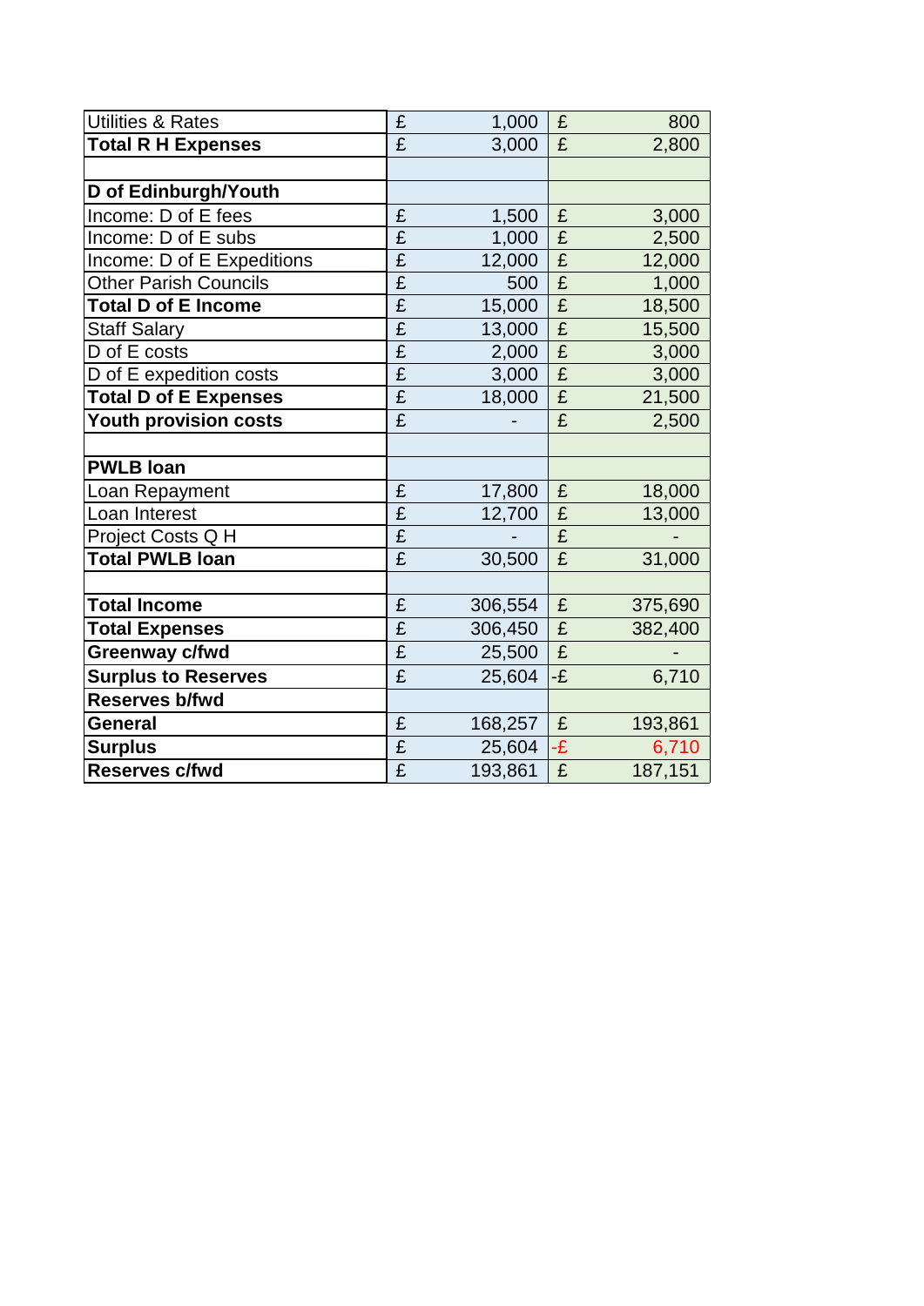| | | |
|---|---|---|
| Utilities & Rates | £ 1,000 | £ 800 |
| **Total R H Expenses** | £ 3,000 | £ 2,800 |
| | | |
| **D of Edinburgh/Youth** | | |
| Income: D of E fees | £ 1,500 | £ 3,000 |
| Income: D of E subs | £ 1,000 | £ 2,500 |
| Income: D of E Expeditions | £ 12,000 | £ 12,000 |
| Other Parish Councils | £ 500 | £ 1,000 |
| **Total D of E Income** | £ 15,000 | £ 18,500 |
| Staff Salary | £ 13,000 | £ 15,500 |
| D of E costs | £ 2,000 | £ 3,000 |
| D of E expedition costs | £ 3,000 | £ 3,000 |
| **Total D of E Expenses** | £ 18,000 | £ 21,500 |
| **Youth provision costs** | £ - | £ 2,500 |
| | | |
| **PWLB loan** | | |
| Loan Repayment | £ 17,800 | £ 18,000 |
| Loan Interest | £ 12,700 | £ 13,000 |
| Project Costs Q H | £ - | £ - |
| **Total PWLB loan** | £ 30,500 | £ 31,000 |
| | | |
| **Total Income** | £ 306,554 | £ 375,690 |
| **Total Expenses** | £ 306,450 | £ 382,400 |
| **Greenway c/fwd** | £ 25,500 | £ - |
| **Surplus to Reserves** | £ 25,604 | -£ 6,710 |
| **Reserves b/fwd** | | |
| **General** | £ 168,257 | £ 193,861 |
| **Surplus** | £ 25,604 | -£ 6,710 |
| **Reserves c/fwd** | £ 193,861 | £ 187,151 |